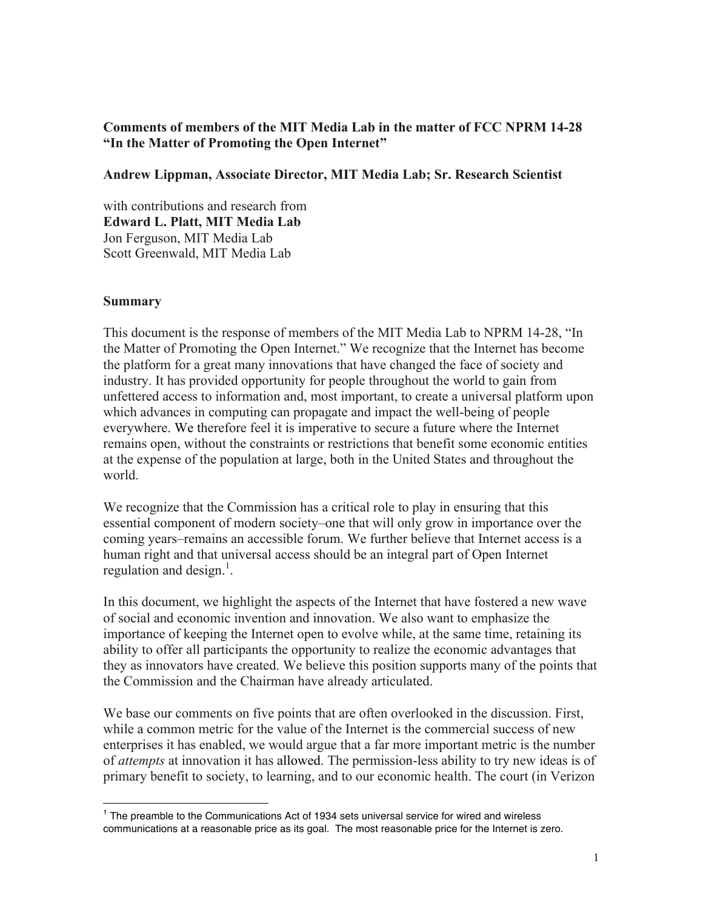**Comments of members of the MIT Media Lab in the matter of FCC NPRM 14-28 "In the Matter of Promoting the Open Internet"**

**Andrew Lippman, Associate Director, MIT Media Lab; Sr. Research Scientist**

with contributions and research from
**Edward L. Platt, MIT Media Lab**
Jon Ferguson, MIT Media Lab
Scott Greenwald, MIT Media Lab

## Summary

This document is the response of members of the MIT Media Lab to NPRM 14-28, "In the Matter of Promoting the Open Internet." We recognize that the Internet has become the platform for a great many innovations that have changed the face of society and industry. It has provided opportunity for people throughout the world to gain from unfettered access to information and, most important, to create a universal platform upon which advances in computing can propagate and impact the well-being of people everywhere. We therefore feel it is imperative to secure a future where the Internet remains open, without the constraints or restrictions that benefit some economic entities at the expense of the population at large, both in the United States and throughout the world.

We recognize that the Commission has a critical role to play in ensuring that this essential component of modern society–one that will only grow in importance over the coming years–remains an accessible forum. We further believe that Internet access is a human right and that universal access should be an integral part of Open Internet regulation and design.[1].

In this document, we highlight the aspects of the Internet that have fostered a new wave of social and economic invention and innovation. We also want to emphasize the importance of keeping the Internet open to evolve while, at the same time, retaining its ability to offer all participants the opportunity to realize the economic advantages that they as innovators have created. We believe this position supports many of the points that the Commission and the Chairman have already articulated.

We base our comments on five points that are often overlooked in the discussion. First, while a common metric for the value of the Internet is the commercial success of new enterprises it has enabled, we would argue that a far more important metric is the number of *attempts* at innovation it has allowed. The permission-less ability to try new ideas is of primary benefit to society, to learning, and to our economic health. The court (in Verizon

[1] The preamble to the Communications Act of 1934 sets universal service for wired and wireless communications at a reasonable price as its goal. The most reasonable price for the Internet is zero.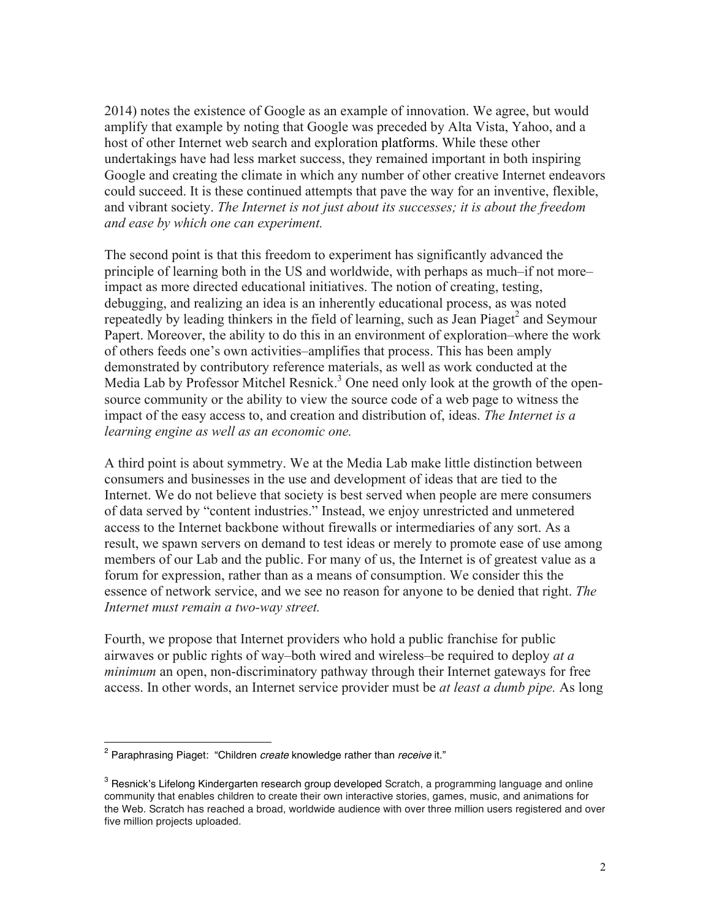2014) notes the existence of Google as an example of innovation. We agree, but would amplify that example by noting that Google was preceded by Alta Vista, Yahoo, and a host of other Internet web search and exploration platforms. While these other undertakings have had less market success, they remained important in both inspiring Google and creating the climate in which any number of other creative Internet endeavors could succeed. It is these continued attempts that pave the way for an inventive, flexible, and vibrant society. *The Internet is not just about its successes; it is about the freedom and ease by which one can experiment.*

The second point is that this freedom to experiment has significantly advanced the principle of learning both in the US and worldwide, with perhaps as much–if not more–impact as more directed educational initiatives. The notion of creating, testing, debugging, and realizing an idea is an inherently educational process, as was noted repeatedly by leading thinkers in the field of learning, such as Jean Piaget[2] and Seymour Papert. Moreover, the ability to do this in an environment of exploration–where the work of others feeds one's own activities–amplifies that process. This has been amply demonstrated by contributory reference materials, as well as work conducted at the Media Lab by Professor Mitchel Resnick.[3] One need only look at the growth of the open-source community or the ability to view the source code of a web page to witness the impact of the easy access to, and creation and distribution of, ideas. *The Internet is a learning engine as well as an economic one.*

A third point is about symmetry. We at the Media Lab make little distinction between consumers and businesses in the use and development of ideas that are tied to the Internet. We do not believe that society is best served when people are mere consumers of data served by "content industries." Instead, we enjoy unrestricted and unmetered access to the Internet backbone without firewalls or intermediaries of any sort. As a result, we spawn servers on demand to test ideas or merely to promote ease of use among members of our Lab and the public. For many of us, the Internet is of greatest value as a forum for expression, rather than as a means of consumption. We consider this the essence of network service, and we see no reason for anyone to be denied that right. *The Internet must remain a two-way street.*

Fourth, we propose that Internet providers who hold a public franchise for public airwaves or public rights of way–both wired and wireless–be required to deploy *at a minimum* an open, non-discriminatory pathway through their Internet gateways for free access. In other words, an Internet service provider must be *at least a dumb pipe.* As long

[2] Paraphrasing Piaget: "Children *create* knowledge rather than *receive* it."

[3] Resnick's Lifelong Kindergarten research group developed Scratch, a programming language and online community that enables children to create their own interactive stories, games, music, and animations for the Web. Scratch has reached a broad, worldwide audience with over three million users registered and over five million projects uploaded.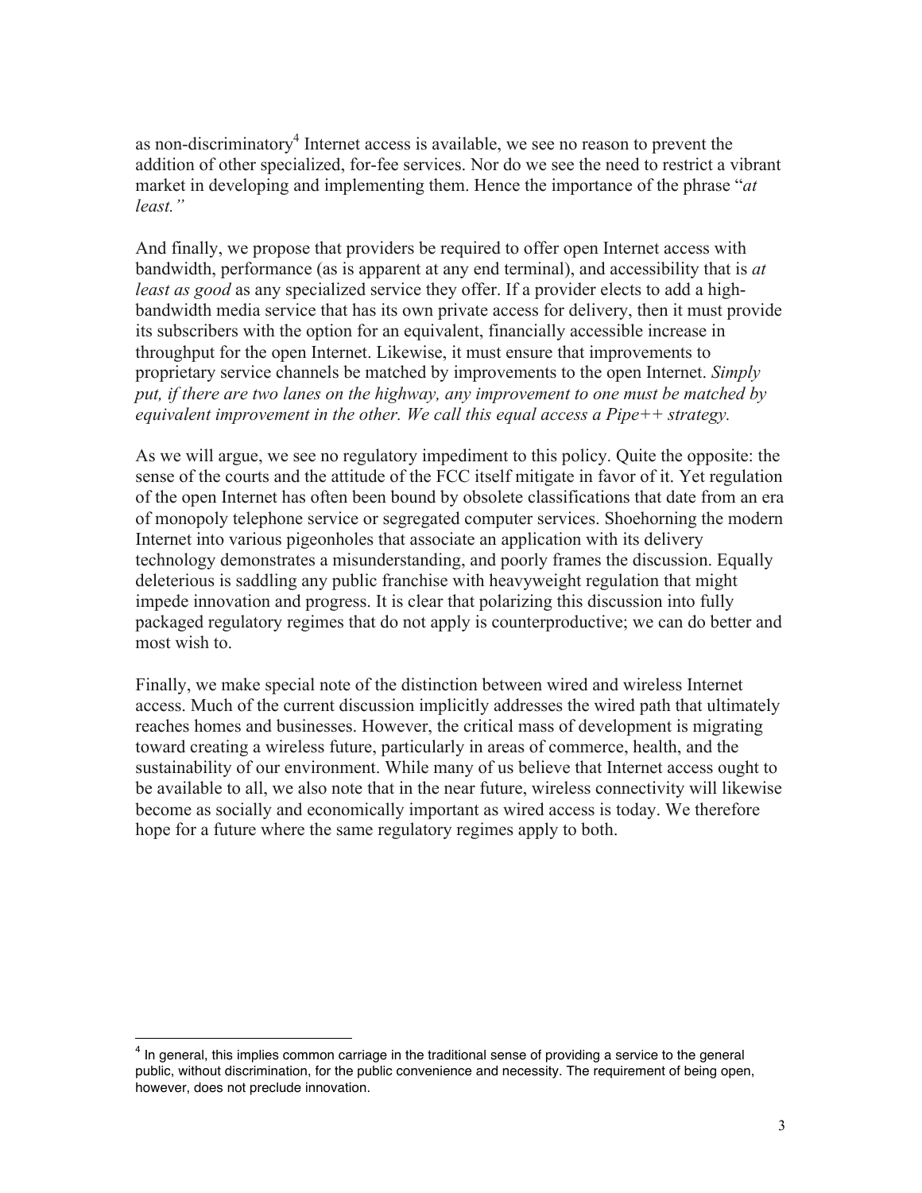as non-discriminatory[4] Internet access is available, we see no reason to prevent the addition of other specialized, for-fee services. Nor do we see the need to restrict a vibrant market in developing and implementing them. Hence the importance of the phrase "*at least.*"

And finally, we propose that providers be required to offer open Internet access with bandwidth, performance (as is apparent at any end terminal), and accessibility that is *at least as good* as any specialized service they offer. If a provider elects to add a high-bandwidth media service that has its own private access for delivery, then it must provide its subscribers with the option for an equivalent, financially accessible increase in throughput for the open Internet. Likewise, it must ensure that improvements to proprietary service channels be matched by improvements to the open Internet. *Simply put, if there are two lanes on the highway, any improvement to one must be matched by equivalent improvement in the other. We call this equal access a Pipe++ strategy.*

As we will argue, we see no regulatory impediment to this policy. Quite the opposite: the sense of the courts and the attitude of the FCC itself mitigate in favor of it. Yet regulation of the open Internet has often been bound by obsolete classifications that date from an era of monopoly telephone service or segregated computer services. Shoehorning the modern Internet into various pigeonholes that associate an application with its delivery technology demonstrates a misunderstanding, and poorly frames the discussion. Equally deleterious is saddling any public franchise with heavyweight regulation that might impede innovation and progress. It is clear that polarizing this discussion into fully packaged regulatory regimes that do not apply is counterproductive; we can do better and most wish to.

Finally, we make special note of the distinction between wired and wireless Internet access. Much of the current discussion implicitly addresses the wired path that ultimately reaches homes and businesses. However, the critical mass of development is migrating toward creating a wireless future, particularly in areas of commerce, health, and the sustainability of our environment. While many of us believe that Internet access ought to be available to all, we also note that in the near future, wireless connectivity will likewise become as socially and economically important as wired access is today. We therefore hope for a future where the same regulatory regimes apply to both.

---

[4] In general, this implies common carriage in the traditional sense of providing a service to the general public, without discrimination, for the public convenience and necessity. The requirement of being open, however, does not preclude innovation.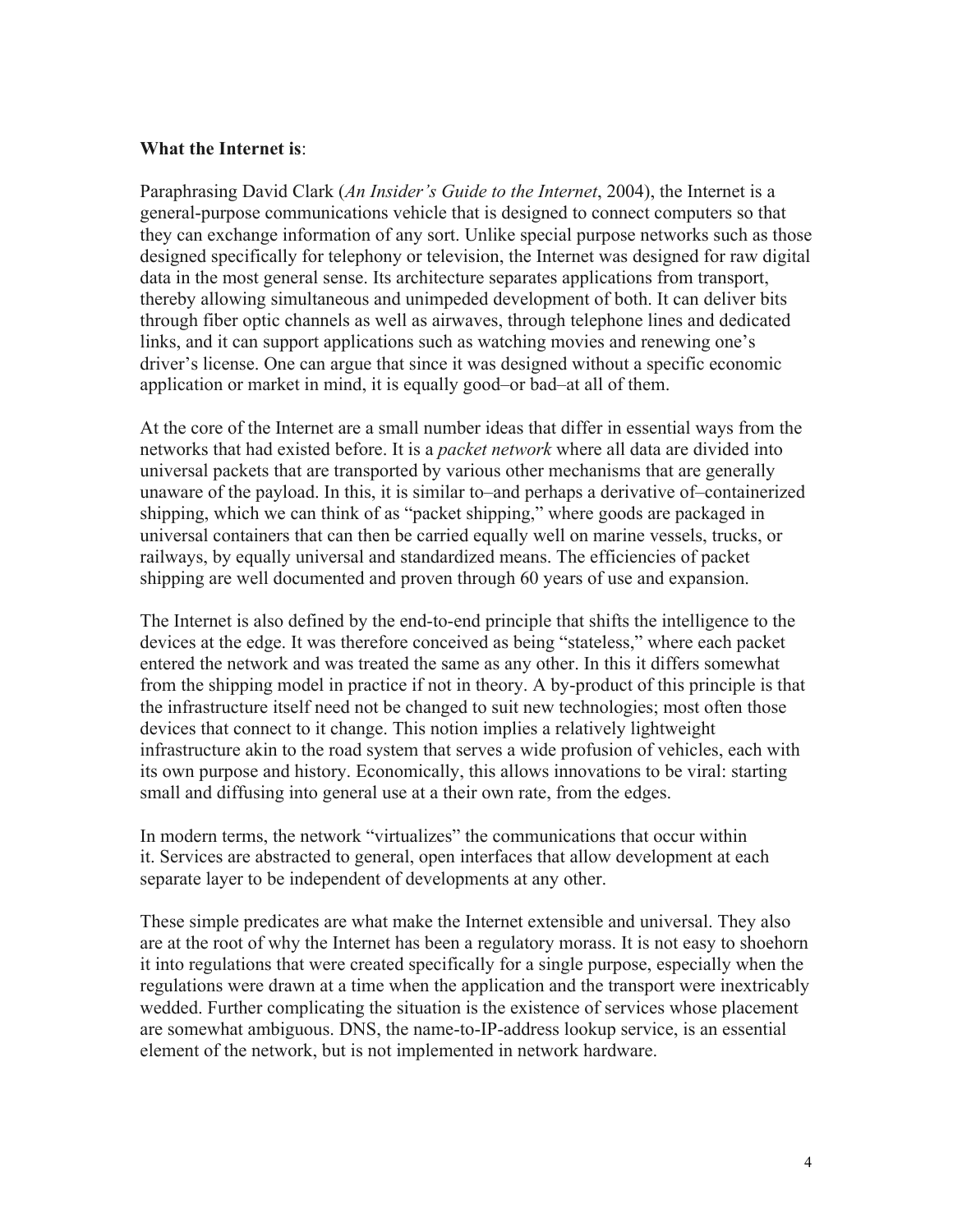**What the Internet is**:

Paraphrasing David Clark (*An Insider's Guide to the Internet*, 2004), the Internet is a general-purpose communications vehicle that is designed to connect computers so that they can exchange information of any sort. Unlike special purpose networks such as those designed specifically for telephony or television, the Internet was designed for raw digital data in the most general sense. Its architecture separates applications from transport, thereby allowing simultaneous and unimpeded development of both. It can deliver bits through fiber optic channels as well as airwaves, through telephone lines and dedicated links, and it can support applications such as watching movies and renewing one's driver's license. One can argue that since it was designed without a specific economic application or market in mind, it is equally good–or bad–at all of them.

At the core of the Internet are a small number ideas that differ in essential ways from the networks that had existed before. It is a *packet network* where all data are divided into universal packets that are transported by various other mechanisms that are generally unaware of the payload. In this, it is similar to–and perhaps a derivative of–containerized shipping, which we can think of as "packet shipping," where goods are packaged in universal containers that can then be carried equally well on marine vessels, trucks, or railways, by equally universal and standardized means. The efficiencies of packet shipping are well documented and proven through 60 years of use and expansion.

The Internet is also defined by the end-to-end principle that shifts the intelligence to the devices at the edge. It was therefore conceived as being "stateless," where each packet entered the network and was treated the same as any other. In this it differs somewhat from the shipping model in practice if not in theory. A by-product of this principle is that the infrastructure itself need not be changed to suit new technologies; most often those devices that connect to it change. This notion implies a relatively lightweight infrastructure akin to the road system that serves a wide profusion of vehicles, each with its own purpose and history. Economically, this allows innovations to be viral: starting small and diffusing into general use at a their own rate, from the edges.

In modern terms, the network "virtualizes" the communications that occur within it. Services are abstracted to general, open interfaces that allow development at each separate layer to be independent of developments at any other.

These simple predicates are what make the Internet extensible and universal. They also are at the root of why the Internet has been a regulatory morass. It is not easy to shoehorn it into regulations that were created specifically for a single purpose, especially when the regulations were drawn at a time when the application and the transport were inextricably wedded. Further complicating the situation is the existence of services whose placement are somewhat ambiguous. DNS, the name-to-IP-address lookup service, is an essential element of the network, but is not implemented in network hardware.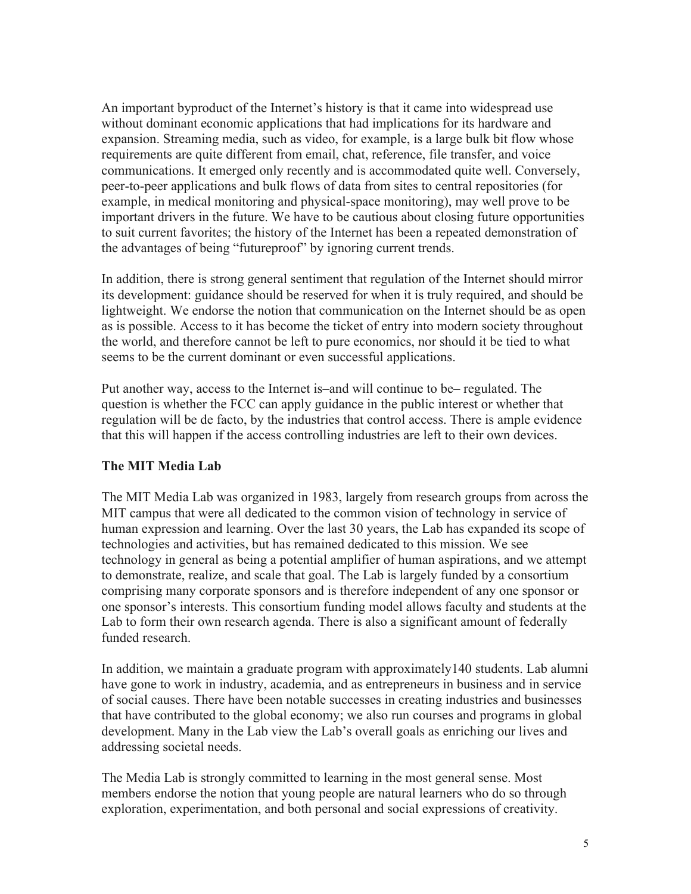An important byproduct of the Internet's history is that it came into widespread use without dominant economic applications that had implications for its hardware and expansion. Streaming media, such as video, for example, is a large bulk bit flow whose requirements are quite different from email, chat, reference, file transfer, and voice communications. It emerged only recently and is accommodated quite well. Conversely, peer-to-peer applications and bulk flows of data from sites to central repositories (for example, in medical monitoring and physical-space monitoring), may well prove to be important drivers in the future. We have to be cautious about closing future opportunities to suit current favorites; the history of the Internet has been a repeated demonstration of the advantages of being "futureproof" by ignoring current trends.

In addition, there is strong general sentiment that regulation of the Internet should mirror its development: guidance should be reserved for when it is truly required, and should be lightweight. We endorse the notion that communication on the Internet should be as open as is possible. Access to it has become the ticket of entry into modern society throughout the world, and therefore cannot be left to pure economics, nor should it be tied to what seems to be the current dominant or even successful applications.

Put another way, access to the Internet is–and will continue to be– regulated. The question is whether the FCC can apply guidance in the public interest or whether that regulation will be de facto, by the industries that control access. There is ample evidence that this will happen if the access controlling industries are left to their own devices.

**The MIT Media Lab**

The MIT Media Lab was organized in 1983, largely from research groups from across the MIT campus that were all dedicated to the common vision of technology in service of human expression and learning. Over the last 30 years, the Lab has expanded its scope of technologies and activities, but has remained dedicated to this mission. We see technology in general as being a potential amplifier of human aspirations, and we attempt to demonstrate, realize, and scale that goal. The Lab is largely funded by a consortium comprising many corporate sponsors and is therefore independent of any one sponsor or one sponsor's interests. This consortium funding model allows faculty and students at the Lab to form their own research agenda. There is also a significant amount of federally funded research.

In addition, we maintain a graduate program with approximately140 students. Lab alumni have gone to work in industry, academia, and as entrepreneurs in business and in service of social causes. There have been notable successes in creating industries and businesses that have contributed to the global economy; we also run courses and programs in global development. Many in the Lab view the Lab's overall goals as enriching our lives and addressing societal needs.

The Media Lab is strongly committed to learning in the most general sense. Most members endorse the notion that young people are natural learners who do so through exploration, experimentation, and both personal and social expressions of creativity.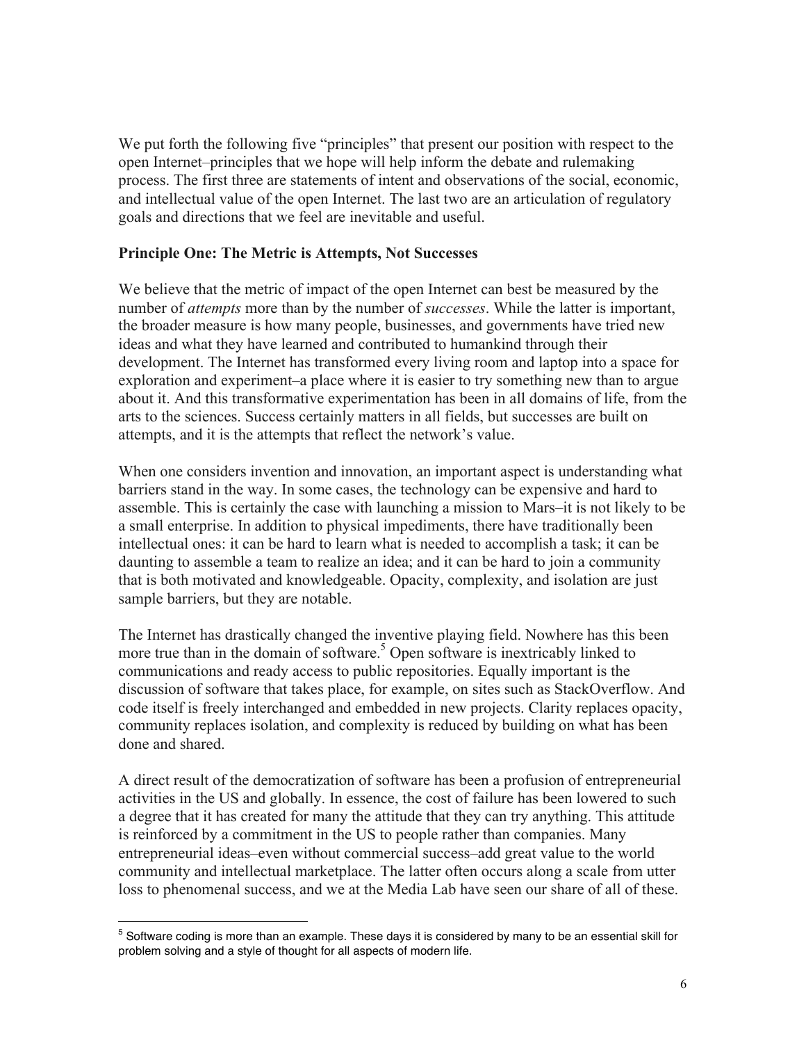We put forth the following five "principles" that present our position with respect to the open Internet–principles that we hope will help inform the debate and rulemaking process. The first three are statements of intent and observations of the social, economic, and intellectual value of the open Internet. The last two are an articulation of regulatory goals and directions that we feel are inevitable and useful.

**Principle One: The Metric is Attempts, Not Successes**

We believe that the metric of impact of the open Internet can best be measured by the number of *attempts* more than by the number of *successes*. While the latter is important, the broader measure is how many people, businesses, and governments have tried new ideas and what they have learned and contributed to humankind through their development. The Internet has transformed every living room and laptop into a space for exploration and experiment–a place where it is easier to try something new than to argue about it. And this transformative experimentation has been in all domains of life, from the arts to the sciences. Success certainly matters in all fields, but successes are built on attempts, and it is the attempts that reflect the network's value.

When one considers invention and innovation, an important aspect is understanding what barriers stand in the way. In some cases, the technology can be expensive and hard to assemble. This is certainly the case with launching a mission to Mars–it is not likely to be a small enterprise. In addition to physical impediments, there have traditionally been intellectual ones: it can be hard to learn what is needed to accomplish a task; it can be daunting to assemble a team to realize an idea; and it can be hard to join a community that is both motivated and knowledgeable. Opacity, complexity, and isolation are just sample barriers, but they are notable.

The Internet has drastically changed the inventive playing field. Nowhere has this been more true than in the domain of software.[5] Open software is inextricably linked to communications and ready access to public repositories. Equally important is the discussion of software that takes place, for example, on sites such as StackOverflow. And code itself is freely interchanged and embedded in new projects. Clarity replaces opacity, community replaces isolation, and complexity is reduced by building on what has been done and shared.

A direct result of the democratization of software has been a profusion of entrepreneurial activities in the US and globally. In essence, the cost of failure has been lowered to such a degree that it has created for many the attitude that they can try anything. This attitude is reinforced by a commitment in the US to people rather than companies. Many entrepreneurial ideas–even without commercial success–add great value to the world community and intellectual marketplace. The latter often occurs along a scale from utter loss to phenomenal success, and we at the Media Lab have seen our share of all of these.

---

[5] Software coding is more than an example. These days it is considered by many to be an essential skill for problem solving and a style of thought for all aspects of modern life.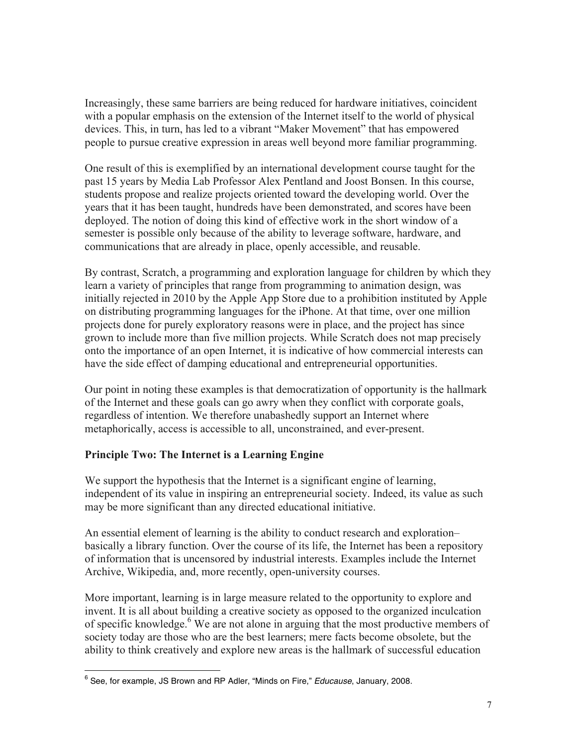Increasingly, these same barriers are being reduced for hardware initiatives, coincident with a popular emphasis on the extension of the Internet itself to the world of physical devices. This, in turn, has led to a vibrant "Maker Movement" that has empowered people to pursue creative expression in areas well beyond more familiar programming.

One result of this is exemplified by an international development course taught for the past 15 years by Media Lab Professor Alex Pentland and Joost Bonsen. In this course, students propose and realize projects oriented toward the developing world. Over the years that it has been taught, hundreds have been demonstrated, and scores have been deployed. The notion of doing this kind of effective work in the short window of a semester is possible only because of the ability to leverage software, hardware, and communications that are already in place, openly accessible, and reusable.

By contrast, Scratch, a programming and exploration language for children by which they learn a variety of principles that range from programming to animation design, was initially rejected in 2010 by the Apple App Store due to a prohibition instituted by Apple on distributing programming languages for the iPhone. At that time, over one million projects done for purely exploratory reasons were in place, and the project has since grown to include more than five million projects. While Scratch does not map precisely onto the importance of an open Internet, it is indicative of how commercial interests can have the side effect of damping educational and entrepreneurial opportunities.

Our point in noting these examples is that democratization of opportunity is the hallmark of the Internet and these goals can go awry when they conflict with corporate goals, regardless of intention. We therefore unabashedly support an Internet where metaphorically, access is accessible to all, unconstrained, and ever-present.

**Principle Two: The Internet is a Learning Engine**

We support the hypothesis that the Internet is a significant engine of learning, independent of its value in inspiring an entrepreneurial society. Indeed, its value as such may be more significant than any directed educational initiative.

An essential element of learning is the ability to conduct research and exploration– basically a library function. Over the course of its life, the Internet has been a repository of information that is uncensored by industrial interests. Examples include the Internet Archive, Wikipedia, and, more recently, open-university courses.

More important, learning is in large measure related to the opportunity to explore and invent. It is all about building a creative society as opposed to the organized inculcation of specific knowledge.[6] We are not alone in arguing that the most productive members of society today are those who are the best learners; mere facts become obsolete, but the ability to think creatively and explore new areas is the hallmark of successful education

[6] See, for example, JS Brown and RP Adler, "Minds on Fire," *Educause*, January, 2008.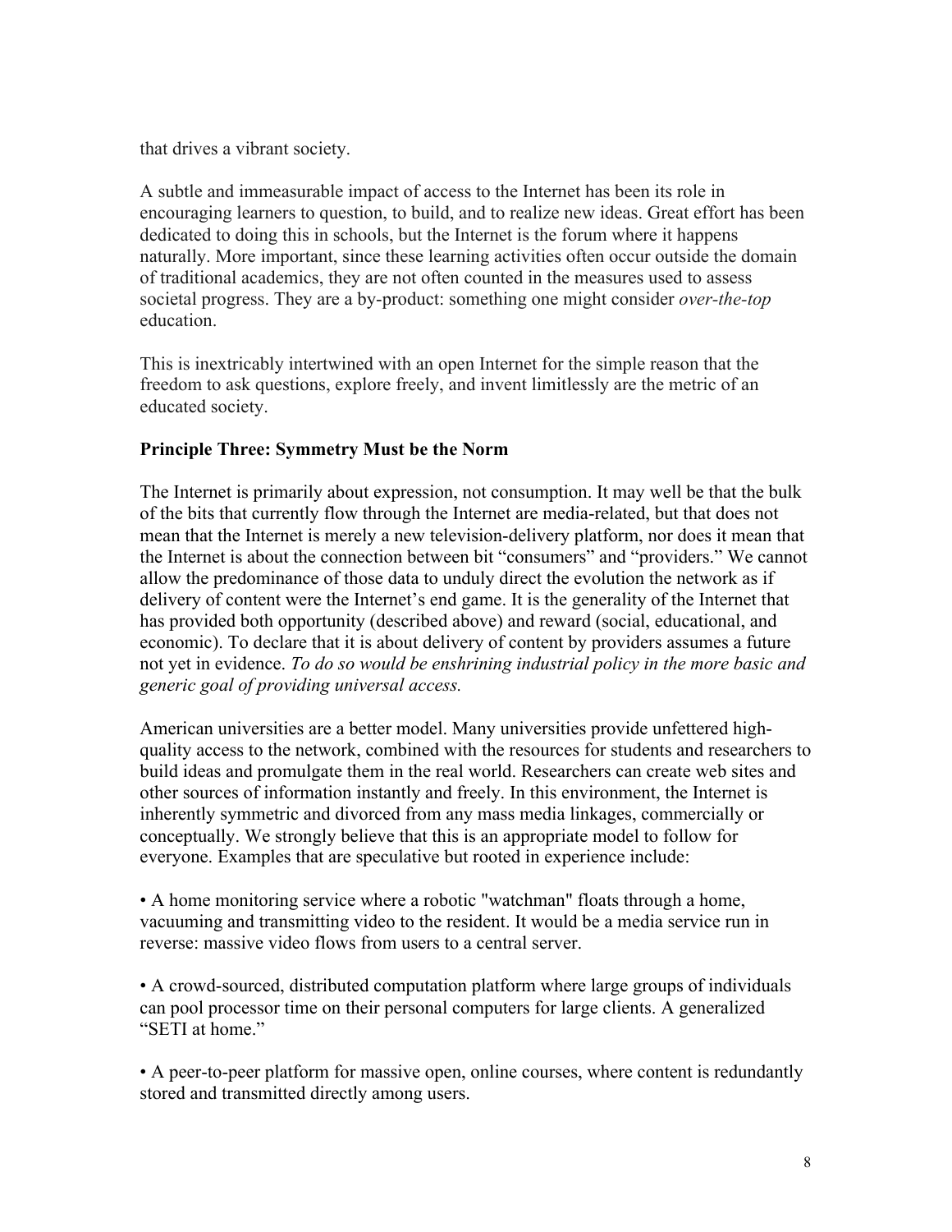that drives a vibrant society.

A subtle and immeasurable impact of access to the Internet has been its role in encouraging learners to question, to build, and to realize new ideas. Great effort has been dedicated to doing this in schools, but the Internet is the forum where it happens naturally. More important, since these learning activities often occur outside the domain of traditional academics, they are not often counted in the measures used to assess societal progress. They are a by-product: something one might consider *over-the-top* education.

This is inextricably intertwined with an open Internet for the simple reason that the freedom to ask questions, explore freely, and invent limitlessly are the metric of an educated society.

**Principle Three: Symmetry Must be the Norm**

The Internet is primarily about expression, not consumption. It may well be that the bulk of the bits that currently flow through the Internet are media-related, but that does not mean that the Internet is merely a new television-delivery platform, nor does it mean that the Internet is about the connection between bit "consumers" and "providers." We cannot allow the predominance of those data to unduly direct the evolution the network as if delivery of content were the Internet's end game. It is the generality of the Internet that has provided both opportunity (described above) and reward (social, educational, and economic). To declare that it is about delivery of content by providers assumes a future not yet in evidence. *To do so would be enshrining industrial policy in the more basic and generic goal of providing universal access.*

American universities are a better model. Many universities provide unfettered high-quality access to the network, combined with the resources for students and researchers to build ideas and promulgate them in the real world. Researchers can create web sites and other sources of information instantly and freely. In this environment, the Internet is inherently symmetric and divorced from any mass media linkages, commercially or conceptually. We strongly believe that this is an appropriate model to follow for everyone. Examples that are speculative but rooted in experience include:

- A home monitoring service where a robotic "watchman" floats through a home, vacuuming and transmitting video to the resident. It would be a media service run in reverse: massive video flows from users to a central server.

- A crowd-sourced, distributed computation platform where large groups of individuals can pool processor time on their personal computers for large clients. A generalized "SETI at home."

- A peer-to-peer platform for massive open, online courses, where content is redundantly stored and transmitted directly among users.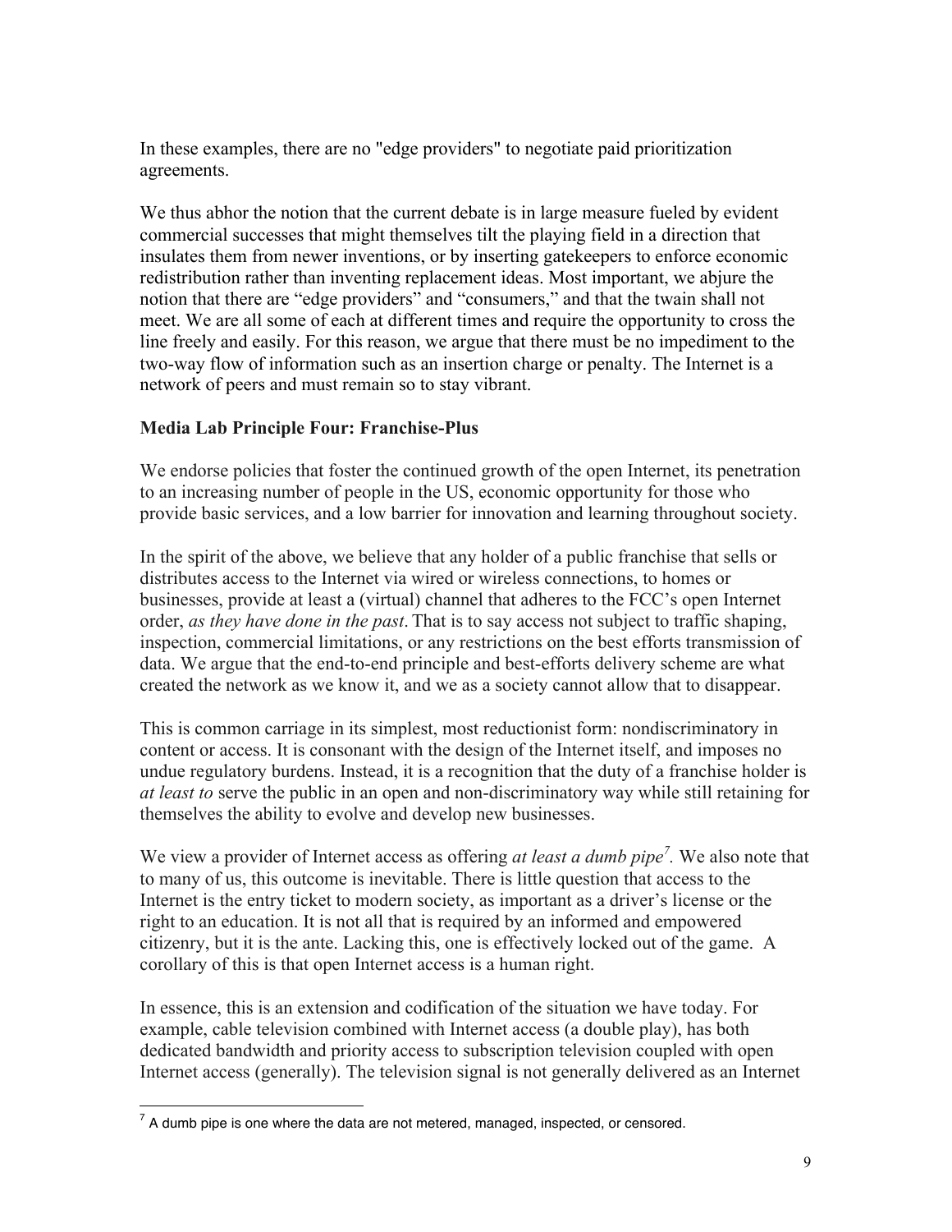In these examples, there are no "edge providers" to negotiate paid prioritization agreements.

We thus abhor the notion that the current debate is in large measure fueled by evident commercial successes that might themselves tilt the playing field in a direction that insulates them from newer inventions, or by inserting gatekeepers to enforce economic redistribution rather than inventing replacement ideas. Most important, we abjure the notion that there are "edge providers" and "consumers," and that the twain shall not meet. We are all some of each at different times and require the opportunity to cross the line freely and easily. For this reason, we argue that there must be no impediment to the two-way flow of information such as an insertion charge or penalty. The Internet is a network of peers and must remain so to stay vibrant.

### Media Lab Principle Four: Franchise-Plus

We endorse policies that foster the continued growth of the open Internet, its penetration to an increasing number of people in the US, economic opportunity for those who provide basic services, and a low barrier for innovation and learning throughout society.

In the spirit of the above, we believe that any holder of a public franchise that sells or distributes access to the Internet via wired or wireless connections, to homes or businesses, provide at least a (virtual) channel that adheres to the FCC's open Internet order, *as they have done in the past*. That is to say access not subject to traffic shaping, inspection, commercial limitations, or any restrictions on the best efforts transmission of data. We argue that the end-to-end principle and best-efforts delivery scheme are what created the network as we know it, and we as a society cannot allow that to disappear.

This is common carriage in its simplest, most reductionist form: nondiscriminatory in content or access. It is consonant with the design of the Internet itself, and imposes no undue regulatory burdens. Instead, it is a recognition that the duty of a franchise holder is *at least to* serve the public in an open and non-discriminatory way while still retaining for themselves the ability to evolve and develop new businesses.

We view a provider of Internet access as offering *at least a dumb pipe*[7]. We also note that to many of us, this outcome is inevitable. There is little question that access to the Internet is the entry ticket to modern society, as important as a driver's license or the right to an education. It is not all that is required by an informed and empowered citizenry, but it is the ante. Lacking this, one is effectively locked out of the game. A corollary of this is that open Internet access is a human right.

In essence, this is an extension and codification of the situation we have today. For example, cable television combined with Internet access (a double play), has both dedicated bandwidth and priority access to subscription television coupled with open Internet access (generally). The television signal is not generally delivered as an Internet

[7] A dumb pipe is one where the data are not metered, managed, inspected, or censored.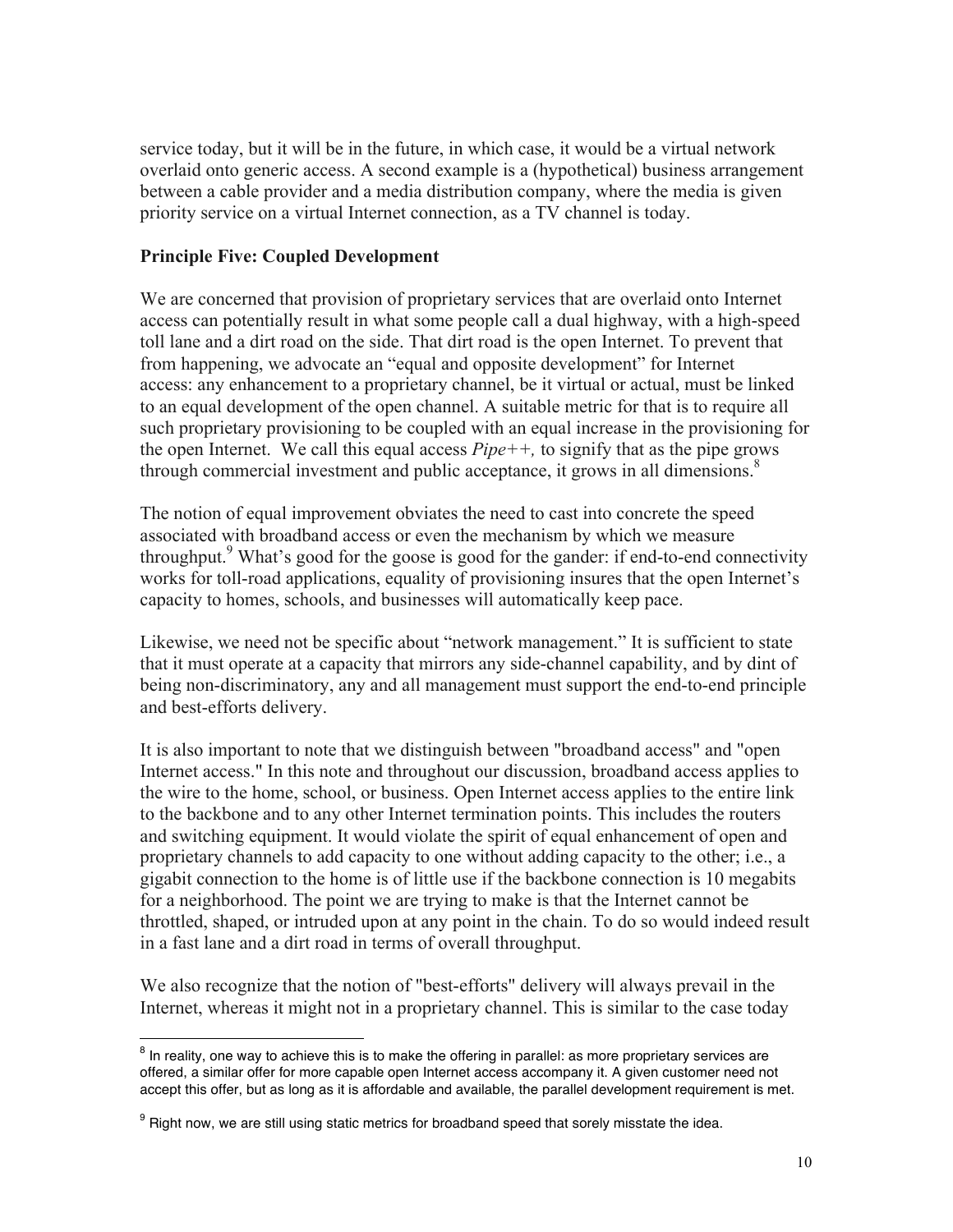service today, but it will be in the future, in which case, it would be a virtual network overlaid onto generic access. A second example is a (hypothetical) business arrangement between a cable provider and a media distribution company, where the media is given priority service on a virtual Internet connection, as a TV channel is today.

**Principle Five: Coupled Development**

We are concerned that provision of proprietary services that are overlaid onto Internet access can potentially result in what some people call a dual highway, with a high-speed toll lane and a dirt road on the side. That dirt road is the open Internet. To prevent that from happening, we advocate an "equal and opposite development" for Internet access: any enhancement to a proprietary channel, be it virtual or actual, must be linked to an equal development of the open channel. A suitable metric for that is to require all such proprietary provisioning to be coupled with an equal increase in the provisioning for the open Internet. We call this equal access *Pipe++,* to signify that as the pipe grows through commercial investment and public acceptance, it grows in all dimensions.[8]

The notion of equal improvement obviates the need to cast into concrete the speed associated with broadband access or even the mechanism by which we measure throughput.[9] What's good for the goose is good for the gander: if end-to-end connectivity works for toll-road applications, equality of provisioning insures that the open Internet's capacity to homes, schools, and businesses will automatically keep pace.

Likewise, we need not be specific about "network management." It is sufficient to state that it must operate at a capacity that mirrors any side-channel capability, and by dint of being non-discriminatory, any and all management must support the end-to-end principle and best-efforts delivery.

It is also important to note that we distinguish between "broadband access" and "open Internet access." In this note and throughout our discussion, broadband access applies to the wire to the home, school, or business. Open Internet access applies to the entire link to the backbone and to any other Internet termination points. This includes the routers and switching equipment. It would violate the spirit of equal enhancement of open and proprietary channels to add capacity to one without adding capacity to the other; i.e., a gigabit connection to the home is of little use if the backbone connection is 10 megabits for a neighborhood. The point we are trying to make is that the Internet cannot be throttled, shaped, or intruded upon at any point in the chain. To do so would indeed result in a fast lane and a dirt road in terms of overall throughput.

We also recognize that the notion of "best-efforts" delivery will always prevail in the Internet, whereas it might not in a proprietary channel. This is similar to the case today

---

[8] In reality, one way to achieve this is to make the offering in parallel: as more proprietary services are offered, a similar offer for more capable open Internet access accompany it. A given customer need not accept this offer, but as long as it is affordable and available, the parallel development requirement is met.

[9] Right now, we are still using static metrics for broadband speed that sorely misstate the idea.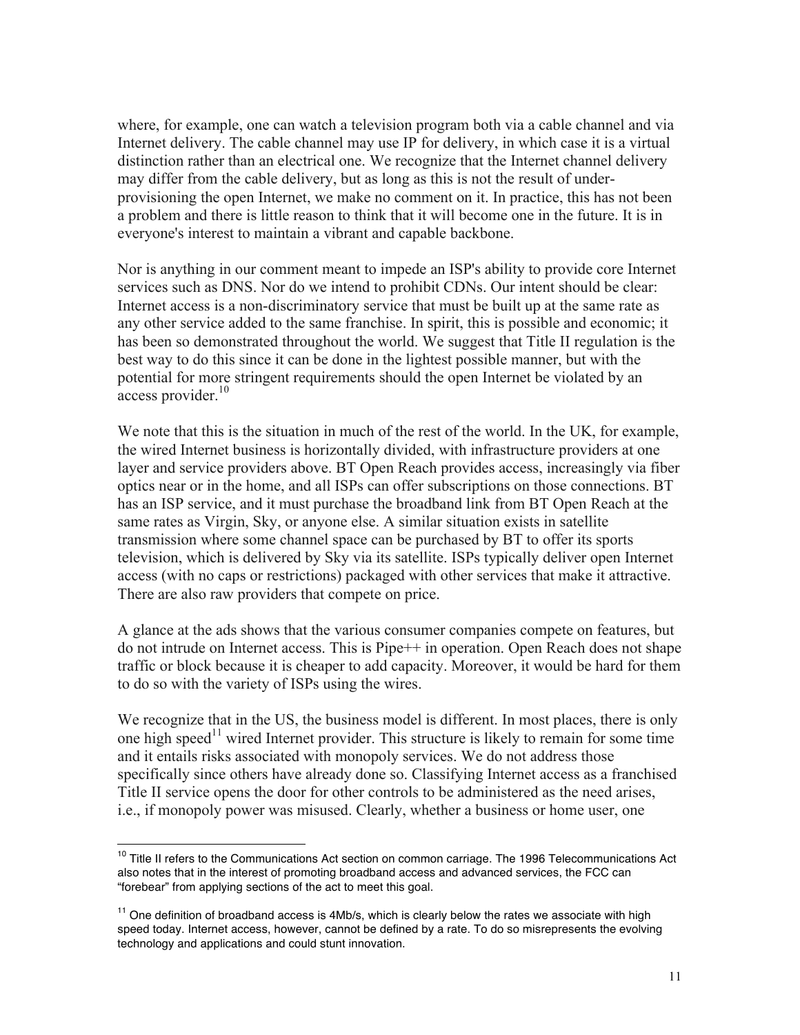where, for example, one can watch a television program both via a cable channel and via Internet delivery. The cable channel may use IP for delivery, in which case it is a virtual distinction rather than an electrical one. We recognize that the Internet channel delivery may differ from the cable delivery, but as long as this is not the result of under-provisioning the open Internet, we make no comment on it. In practice, this has not been a problem and there is little reason to think that it will become one in the future. It is in everyone's interest to maintain a vibrant and capable backbone.

Nor is anything in our comment meant to impede an ISP's ability to provide core Internet services such as DNS. Nor do we intend to prohibit CDNs. Our intent should be clear: Internet access is a non-discriminatory service that must be built up at the same rate as any other service added to the same franchise. In spirit, this is possible and economic; it has been so demonstrated throughout the world. We suggest that Title II regulation is the best way to do this since it can be done in the lightest possible manner, but with the potential for more stringent requirements should the open Internet be violated by an access provider.[10]

We note that this is the situation in much of the rest of the world. In the UK, for example, the wired Internet business is horizontally divided, with infrastructure providers at one layer and service providers above. BT Open Reach provides access, increasingly via fiber optics near or in the home, and all ISPs can offer subscriptions on those connections. BT has an ISP service, and it must purchase the broadband link from BT Open Reach at the same rates as Virgin, Sky, or anyone else. A similar situation exists in satellite transmission where some channel space can be purchased by BT to offer its sports television, which is delivered by Sky via its satellite. ISPs typically deliver open Internet access (with no caps or restrictions) packaged with other services that make it attractive. There are also raw providers that compete on price.

A glance at the ads shows that the various consumer companies compete on features, but do not intrude on Internet access. This is Pipe++ in operation. Open Reach does not shape traffic or block because it is cheaper to add capacity. Moreover, it would be hard for them to do so with the variety of ISPs using the wires.

We recognize that in the US, the business model is different. In most places, there is only one high speed[11] wired Internet provider. This structure is likely to remain for some time and it entails risks associated with monopoly services. We do not address those specifically since others have already done so. Classifying Internet access as a franchised Title II service opens the door for other controls to be administered as the need arises, i.e., if monopoly power was misused. Clearly, whether a business or home user, one

---

[10] Title II refers to the Communications Act section on common carriage. The 1996 Telecommunications Act also notes that in the interest of promoting broadband access and advanced services, the FCC can "forebear" from applying sections of the act to meet this goal.

[11] One definition of broadband access is 4Mb/s, which is clearly below the rates we associate with high speed today. Internet access, however, cannot be defined by a rate. To do so misrepresents the evolving technology and applications and could stunt innovation.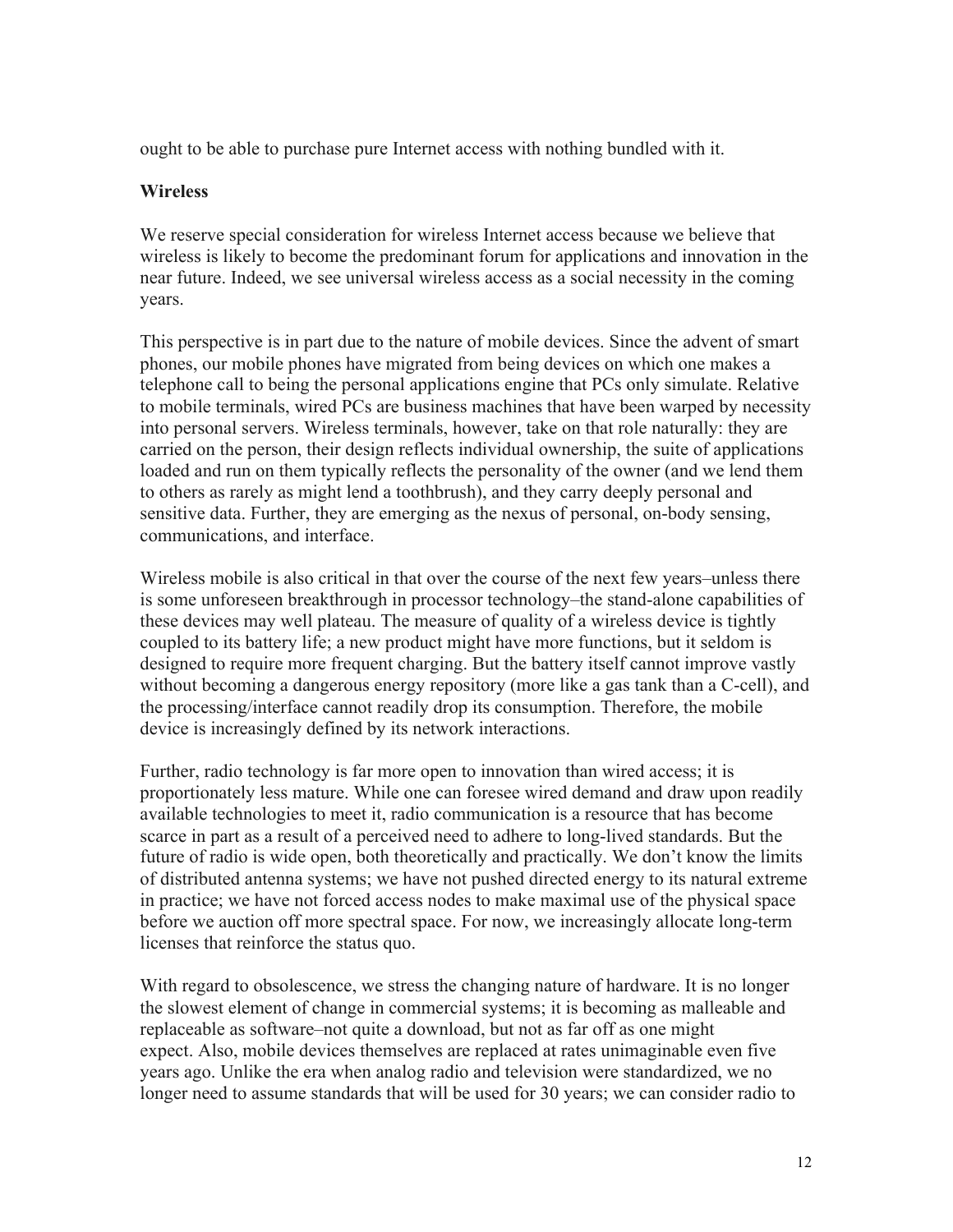ought to be able to purchase pure Internet access with nothing bundled with it.

**Wireless**

We reserve special consideration for wireless Internet access because we believe that wireless is likely to become the predominant forum for applications and innovation in the near future. Indeed, we see universal wireless access as a social necessity in the coming years.

This perspective is in part due to the nature of mobile devices. Since the advent of smart phones, our mobile phones have migrated from being devices on which one makes a telephone call to being the personal applications engine that PCs only simulate. Relative to mobile terminals, wired PCs are business machines that have been warped by necessity into personal servers. Wireless terminals, however, take on that role naturally: they are carried on the person, their design reflects individual ownership, the suite of applications loaded and run on them typically reflects the personality of the owner (and we lend them to others as rarely as might lend a toothbrush), and they carry deeply personal and sensitive data. Further, they are emerging as the nexus of personal, on-body sensing, communications, and interface.

Wireless mobile is also critical in that over the course of the next few years–unless there is some unforeseen breakthrough in processor technology–the stand-alone capabilities of these devices may well plateau. The measure of quality of a wireless device is tightly coupled to its battery life; a new product might have more functions, but it seldom is designed to require more frequent charging. But the battery itself cannot improve vastly without becoming a dangerous energy repository (more like a gas tank than a C-cell), and the processing/interface cannot readily drop its consumption. Therefore, the mobile device is increasingly defined by its network interactions.

Further, radio technology is far more open to innovation than wired access; it is proportionately less mature. While one can foresee wired demand and draw upon readily available technologies to meet it, radio communication is a resource that has become scarce in part as a result of a perceived need to adhere to long-lived standards. But the future of radio is wide open, both theoretically and practically. We don't know the limits of distributed antenna systems; we have not pushed directed energy to its natural extreme in practice; we have not forced access nodes to make maximal use of the physical space before we auction off more spectral space. For now, we increasingly allocate long-term licenses that reinforce the status quo.

With regard to obsolescence, we stress the changing nature of hardware. It is no longer the slowest element of change in commercial systems; it is becoming as malleable and replaceable as software–not quite a download, but not as far off as one might expect. Also, mobile devices themselves are replaced at rates unimaginable even five years ago. Unlike the era when analog radio and television were standardized, we no longer need to assume standards that will be used for 30 years; we can consider radio to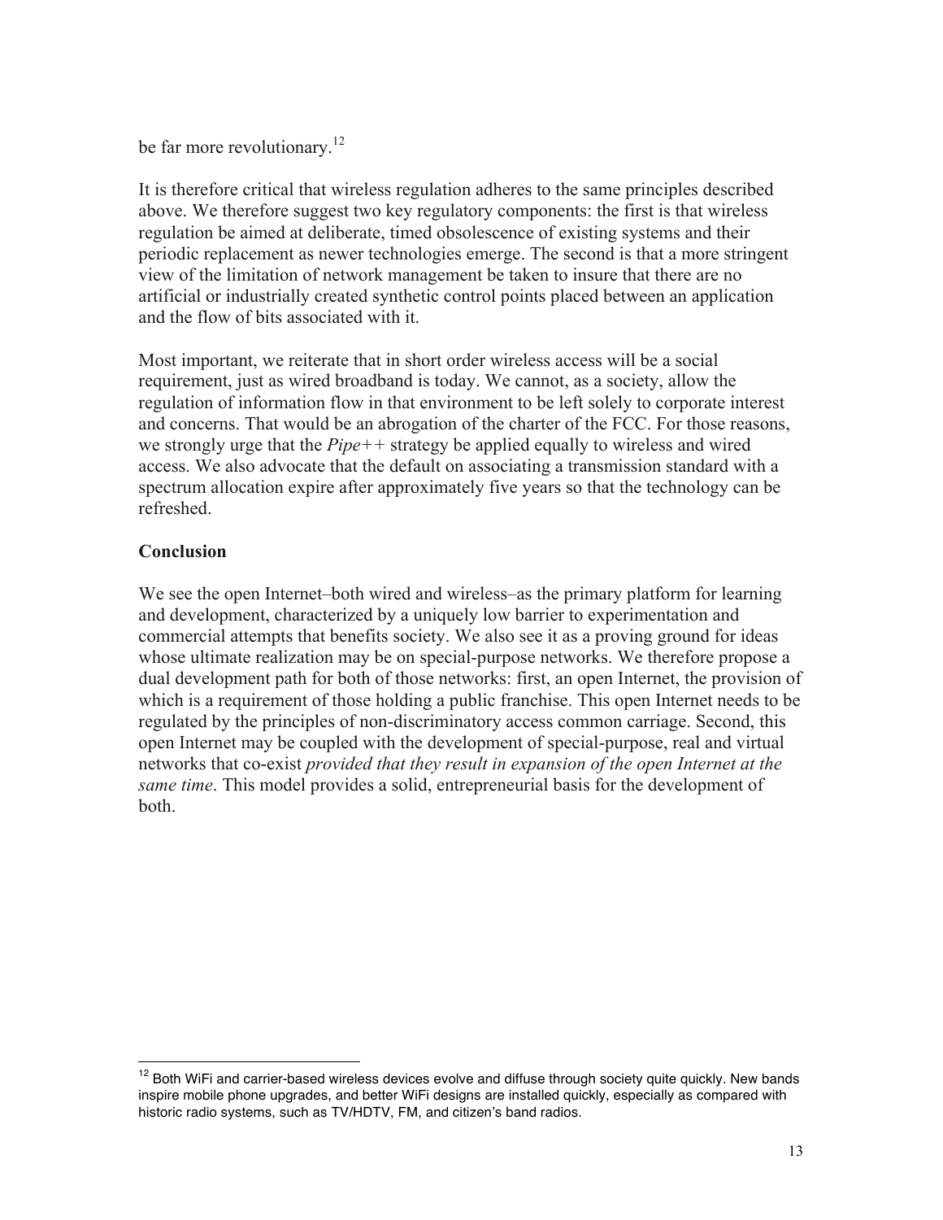be far more revolutionary.[12]

It is therefore critical that wireless regulation adheres to the same principles described above. We therefore suggest two key regulatory components: the first is that wireless regulation be aimed at deliberate, timed obsolescence of existing systems and their periodic replacement as newer technologies emerge. The second is that a more stringent view of the limitation of network management be taken to insure that there are no artificial or industrially created synthetic control points placed between an application and the flow of bits associated with it.

Most important, we reiterate that in short order wireless access will be a social requirement, just as wired broadband is today. We cannot, as a society, allow the regulation of information flow in that environment to be left solely to corporate interest and concerns. That would be an abrogation of the charter of the FCC. For those reasons, we strongly urge that the *Pipe++* strategy be applied equally to wireless and wired access. We also advocate that the default on associating a transmission standard with a spectrum allocation expire after approximately five years so that the technology can be refreshed.

## Conclusion

We see the open Internet–both wired and wireless–as the primary platform for learning and development, characterized by a uniquely low barrier to experimentation and commercial attempts that benefits society. We also see it as a proving ground for ideas whose ultimate realization may be on special-purpose networks. We therefore propose a dual development path for both of those networks: first, an open Internet, the provision of which is a requirement of those holding a public franchise. This open Internet needs to be regulated by the principles of non-discriminatory access common carriage. Second, this open Internet may be coupled with the development of special-purpose, real and virtual networks that co-exist *provided that they result in expansion of the open Internet at the same time*. This model provides a solid, entrepreneurial basis for the development of both.

[12] Both WiFi and carrier-based wireless devices evolve and diffuse through society quite quickly. New bands inspire mobile phone upgrades, and better WiFi designs are installed quickly, especially as compared with historic radio systems, such as TV/HDTV, FM, and citizen's band radios.